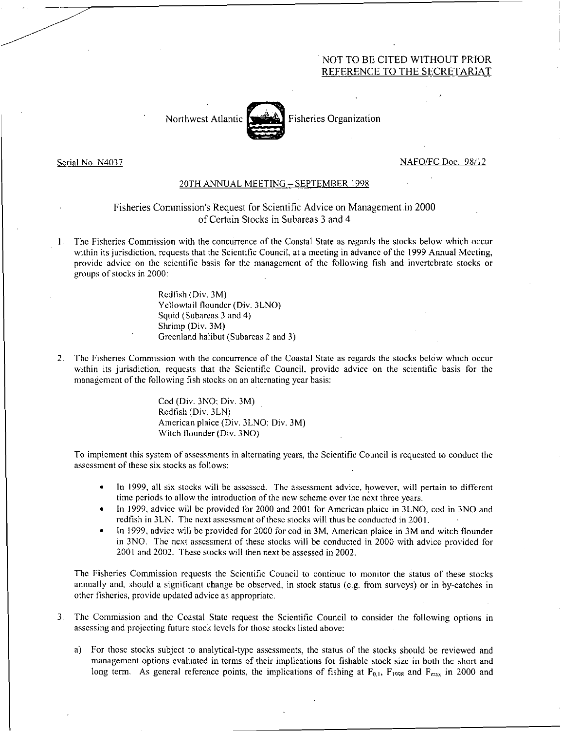NOT TO BE CITED WITHOUT PRIOR
REFERENCE TO THE SECRETARIAT

Northwest Atlantic Fisheries Organization

Serial No. N4037 NAFO/FC Doc. 98/12

20TH ANNUAL MEETING – SEPTEMBER 1998

## Fisheries Commission's Request for Scientific Advice on Management in 2000 of Certain Stocks in Subareas 3 and 4

1. The Fisheries Commission with the concurrence of the Coastal State as regards the stocks below which occur within its jurisdiction, requests that the Scientific Council, at a meeting in advance of the 1999 Annual Meeting, provide advice on the scientific basis for the management of the following fish and invertebrate stocks or groups of stocks in 2000:

   Redfish (Div. 3M)
   Yellowtail flounder (Div. 3LNO)
   Squid (Subareas 3 and 4)
   Shrimp (Div. 3M)
   Greenland halibut (Subareas 2 and 3)

2. The Fisheries Commission with the concurrence of the Coastal State as regards the stocks below which occur within its jurisdiction, requests that the Scientific Council, provide advice on the scientific basis for the management of the following fish stocks on an alternating year basis:

   Cod (Div. 3NO; Div. 3M)
   Redfish (Div. 3LN)
   American plaice (Div. 3LNO; Div. 3M)
   Witch flounder (Div. 3NO)

   To implement this system of assessments in alternating years, the Scientific Council is requested to conduct the assessment of these six stocks as follows:

   - In 1999, all six stocks will be assessed. The assessment advice, however, will pertain to different time periods to allow the introduction of the new scheme over the next three years.
   - In 1999, advice will be provided for 2000 and 2001 for American plaice in 3LNO, cod in 3NO and redfish in 3LN. The next assessment of these stocks will thus be conducted in 2001.
   - In 1999, advice will be provided for 2000 for cod in 3M, American plaice in 3M and witch flounder in 3NO. The next assessment of these stocks will be conducted in 2000 with advice provided for 2001 and 2002. These stocks will then next be assessed in 2002.

   The Fisheries Commission requests the Scientific Council to continue to monitor the status of these stocks annually and, should a significant change be observed, in stock status (e.g. from surveys) or in by-catches in other fisheries, provide updated advice as appropriate.

3. The Commission and the Coastal State request the Scientific Council to consider the following options in assessing and projecting future stock levels for those stocks listed above:

   a) For those stocks subject to analytical-type assessments, the status of the stocks should be reviewed and management options evaluated in terms of their implications for fishable stock size in both the short and long term. As general reference points, the implications of fishing at $F_{0.1}$, $F_{1998}$ and $F_{max}$ in 2000 and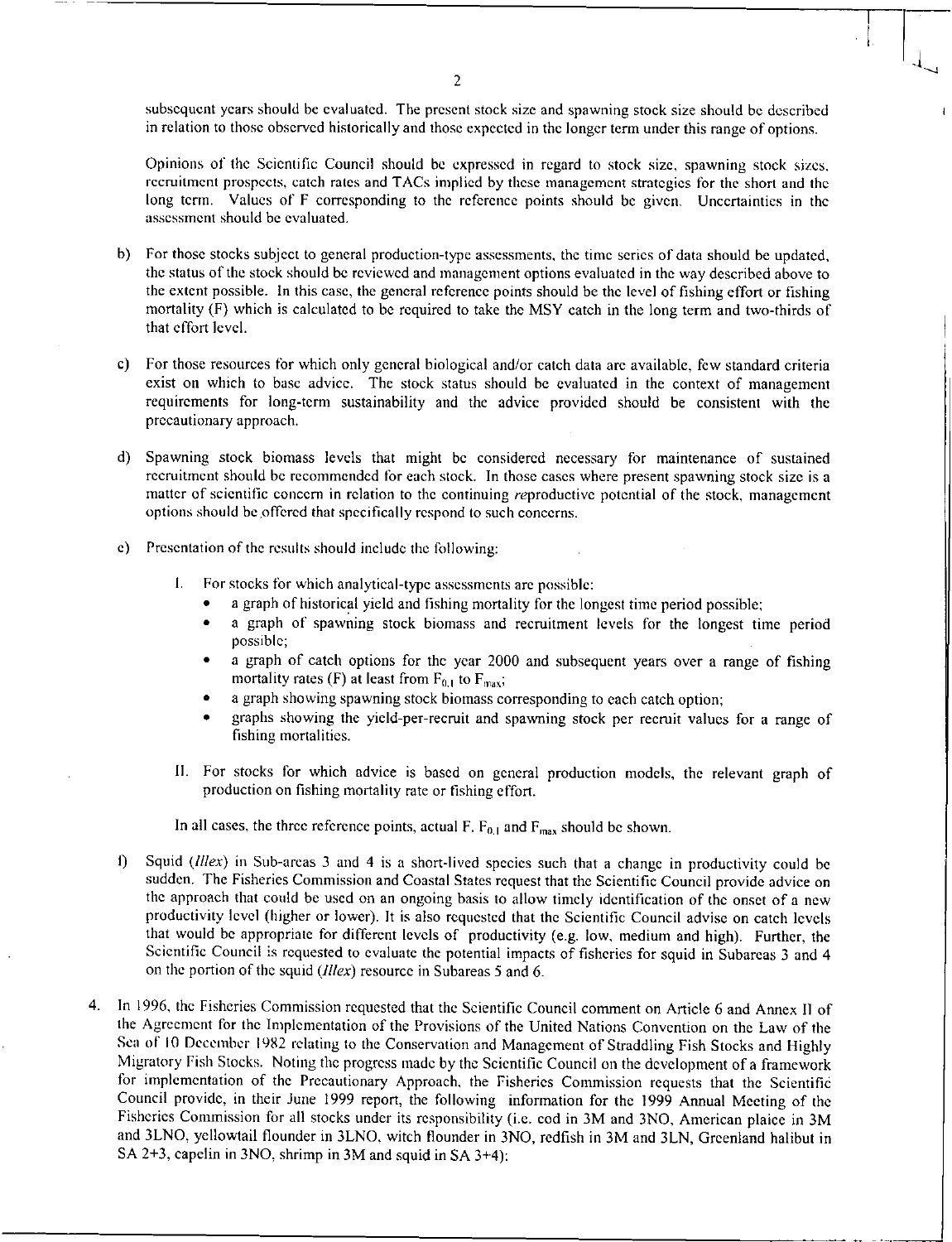subsequent years should be evaluated. The present stock size and spawning stock size should be described in relation to those observed historically and those expected in the longer term under this range of options.

Opinions of the Scientific Council should be expressed in regard to stock size, spawning stock sizes, recruitment prospects, catch rates and TACs implied by these management strategies for the short and the long term. Values of F corresponding to the reference points should be given. Uncertainties in the assessment should be evaluated.

b) For those stocks subject to general production-type assessments, the time series of data should be updated, the status of the stock should be reviewed and management options evaluated in the way described above to the extent possible. In this case, the general reference points should be the level of fishing effort or fishing mortality (F) which is calculated to be required to take the MSY catch in the long term and two-thirds of that effort level.

c) For those resources for which only general biological and/or catch data are available, few standard criteria exist on which to base advice. The stock status should be evaluated in the context of management requirements for long-term sustainability and the advice provided should be consistent with the precautionary approach.

d) Spawning stock biomass levels that might be considered necessary for maintenance of sustained recruitment should be recommended for each stock. In those cases where present spawning stock size is a matter of scientific concern in relation to the continuing *re*productive potential of the stock, management options should be offered that specifically respond to such concerns.

e) Presentation of the results should include the following:

   I. For stocks for which analytical-type assessments are possible:
      - a graph of historical yield and fishing mortality for the longest time period possible;
      - a graph of spawning stock biomass and recruitment levels for the longest time period possible;
      - a graph of catch options for the year 2000 and subsequent years over a range of fishing mortality rates (F) at least from $F_{0.1}$ to $F_{max}$;
      - a graph showing spawning stock biomass corresponding to each catch option;
      - graphs showing the yield-per-recruit and spawning stock per recruit values for a range of fishing mortalities.

   II. For stocks for which advice is based on general production models, the relevant graph of production on fishing mortality rate or fishing effort.

   In all cases, the three reference points, actual F, $F_{0.1}$ and $F_{max}$ should be shown.

f) Squid (*Illex*) in Sub-areas 3 and 4 is a short-lived species such that a change in productivity could be sudden. The Fisheries Commission and Coastal States request that the Scientific Council provide advice on the approach that could be used on an ongoing basis to allow timely identification of the onset of a new productivity level (higher or lower). It is also requested that the Scientific Council advise on catch levels that would be appropriate for different levels of productivity (e.g. low, medium and high). Further, the Scientific Council is requested to evaluate the potential impacts of fisheries for squid in Subareas 3 and 4 on the portion of the squid (*Illex*) resource in Subareas 5 and 6.

4. In 1996, the Fisheries Commission requested that the Scientific Council comment on Article 6 and Annex II of the Agreement for the Implementation of the Provisions of the United Nations Convention on the Law of the Sea of 10 December 1982 relating to the Conservation and Management of Straddling Fish Stocks and Highly Migratory Fish Stocks. Noting the progress made by the Scientific Council on the development of a framework for implementation of the Precautionary Approach, the Fisheries Commission requests that the Scientific Council provide, in their June 1999 report, the following information for the 1999 Annual Meeting of the Fisheries Commission for all stocks under its responsibility (i.e. cod in 3M and 3NO, American plaice in 3M and 3LNO, yellowtail flounder in 3LNO, witch flounder in 3NO, redfish in 3M and 3LN, Greenland halibut in SA 2+3, capelin in 3NO, shrimp in 3M and squid in SA 3+4):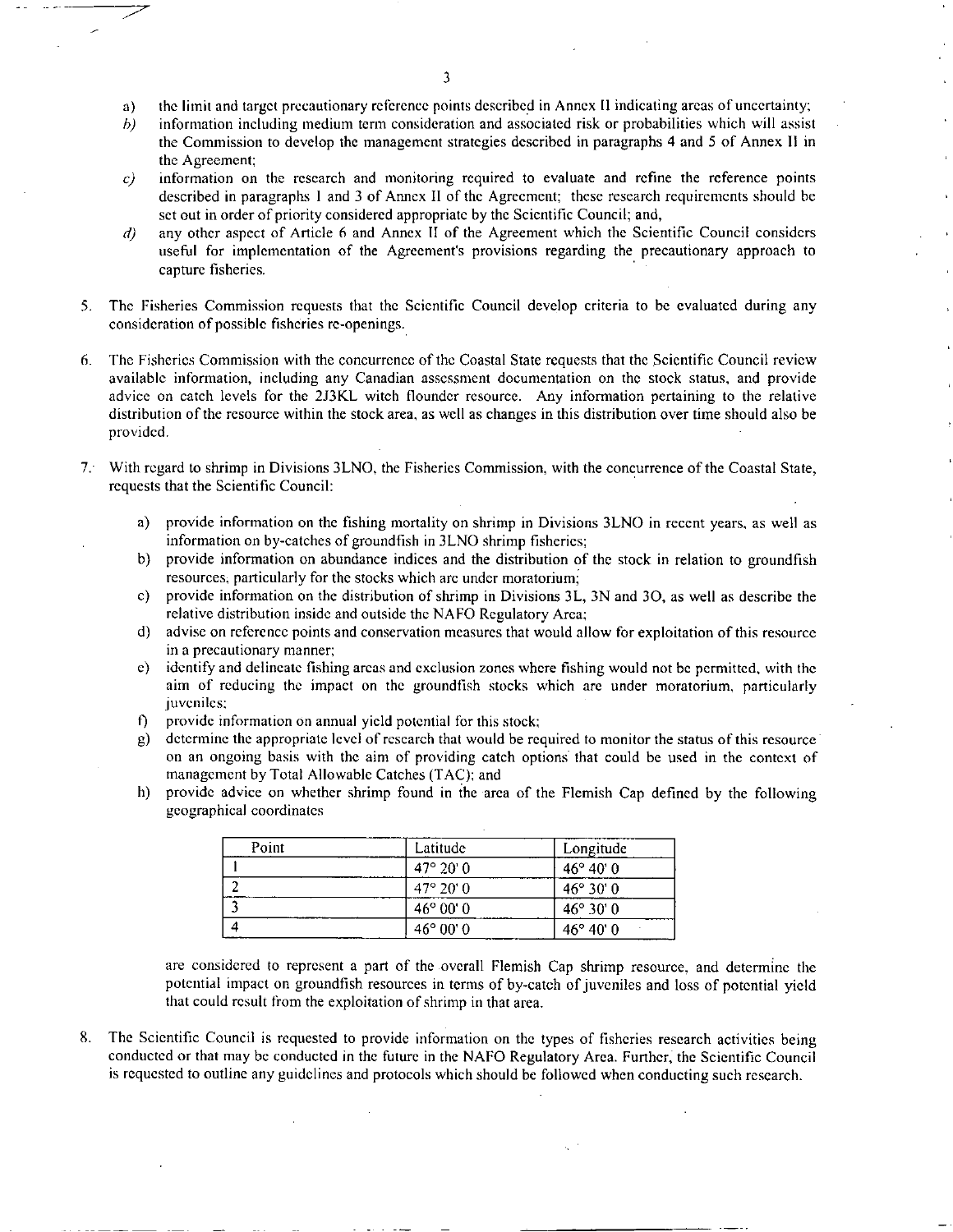a) the limit and target precautionary reference points described in Annex II indicating areas of uncertainty;
b) information including medium term consideration and associated risk or probabilities which will assist the Commission to develop the management strategies described in paragraphs 4 and 5 of Annex II in the Agreement;
c) information on the research and monitoring required to evaluate and refine the reference points described in paragraphs 1 and 3 of Annex II of the Agreement; these research requirements should be set out in order of priority considered appropriate by the Scientific Council; and,
d) any other aspect of Article 6 and Annex II of the Agreement which the Scientific Council considers useful for implementation of the Agreement's provisions regarding the precautionary approach to capture fisheries.

5. The Fisheries Commission requests that the Scientific Council develop criteria to be evaluated during any consideration of possible fisheries re-openings.

6. The Fisheries Commission with the concurrence of the Coastal State requests that the Scientific Council review available information, including any Canadian assessment documentation on the stock status, and provide advice on catch levels for the 2J3KL witch flounder resource. Any information pertaining to the relative distribution of the resource within the stock area, as well as changes in this distribution over time should also be provided.

7. With regard to shrimp in Divisions 3LNO, the Fisheries Commission, with the concurrence of the Coastal State, requests that the Scientific Council:

   a) provide information on the fishing mortality on shrimp in Divisions 3LNO in recent years, as well as information on by-catches of groundfish in 3LNO shrimp fisheries;
   b) provide information on abundance indices and the distribution of the stock in relation to groundfish resources, particularly for the stocks which are under moratorium;
   c) provide information on the distribution of shrimp in Divisions 3L, 3N and 3O, as well as describe the relative distribution inside and outside the NAFO Regulatory Area;
   d) advise on reference points and conservation measures that would allow for exploitation of this resource in a precautionary manner;
   e) identify and delineate fishing areas and exclusion zones where fishing would not be permitted, with the aim of reducing the impact on the groundfish stocks which are under moratorium, particularly juveniles;
   f) provide information on annual yield potential for this stock;
   g) determine the appropriate level of research that would be required to monitor the status of this resource on an ongoing basis with the aim of providing catch options that could be used in the context of management by Total Allowable Catches (TAC); and
   h) provide advice on whether shrimp found in the area of the Flemish Cap defined by the following geographical coordinates

| Point | Latitude | Longitude |
|---|---|---|
| 1 | 47° 20' 0 | 46° 40' 0 |
| 2 | 47° 20' 0 | 46° 30' 0 |
| 3 | 46° 00' 0 | 46° 30' 0 |
| 4 | 46° 00' 0 | 46° 40' 0 |

   are considered to represent a part of the overall Flemish Cap shrimp resource, and determine the potential impact on groundfish resources in terms of by-catch of juveniles and loss of potential yield that could result from the exploitation of shrimp in that area.

8. The Scientific Council is requested to provide information on the types of fisheries research activities being conducted or that may be conducted in the future in the NAFO Regulatory Area. Further, the Scientific Council is requested to outline any guidelines and protocols which should be followed when conducting such research.